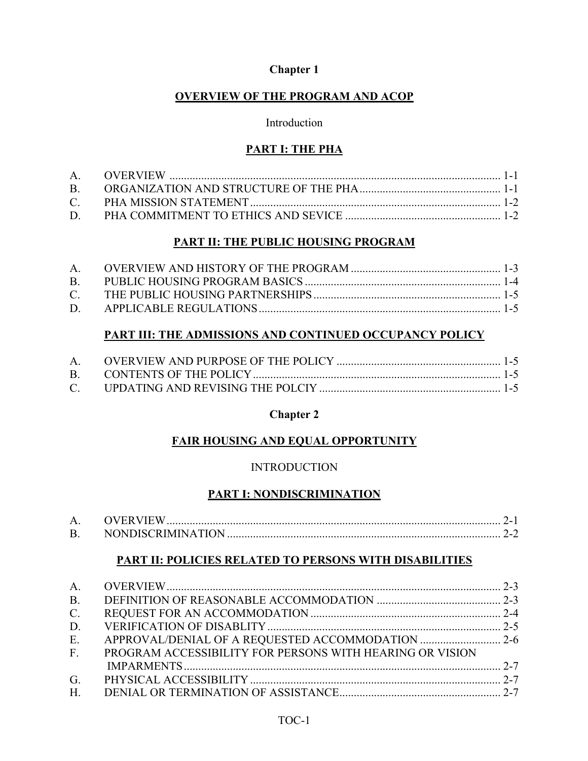## Chapter 1

## OVERVIEW OF THE PROGRAM AND ACOP

Introduction

### PART I: THE PHA

| | | |
|---|---|---|
| A. | OVERVIEW | 1-1 |
| B. | ORGANIZATION AND STRUCTURE OF THE PHA | 1-1 |
| C. | PHA MISSION STATEMENT | 1-2 |
| D. | PHA COMMITMENT TO ETHICS AND SEVICE | 1-2 |

### PART II: THE PUBLIC HOUSING PROGRAM

| | | |
|---|---|---|
| A. | OVERVIEW AND HISTORY OF THE PROGRAM | 1-3 |
| B. | PUBLIC HOUSING PROGRAM BASICS | 1-4 |
| C. | THE PUBLIC HOUSING PARTNERSHIPS | 1-5 |
| D. | APPLICABLE REGULATIONS | 1-5 |

### PART III: THE ADMISSIONS AND CONTINUED OCCUPANCY POLICY

| | | |
|---|---|---|
| A. | OVERVIEW AND PURPOSE OF THE POLICY | 1-5 |
| B. | CONTENTS OF THE POLICY | 1-5 |
| C. | UPDATING AND REVISING THE POLCIY | 1-5 |

## Chapter 2

## FAIR HOUSING AND EQUAL OPPORTUNITY

INTRODUCTION

### PART I: NONDISCRIMINATION

| | | |
|---|---|---|
| A. | OVERVIEW | 2-1 |
| B. | NONDISCRIMINATION | 2-2 |

### PART II: POLICIES RELATED TO PERSONS WITH DISABILITIES

| | | |
|---|---|---|
| A. | OVERVIEW | 2-3 |
| B. | DEFINITION OF REASONABLE ACCOMMODATION | 2-3 |
| C. | REQUEST FOR AN ACCOMMODATION | 2-4 |
| D. | VERIFICATION OF DISABLITY | 2-5 |
| E. | APPROVAL/DENIAL OF A REQUESTED ACCOMMODATION | 2-6 |
| F. | PROGRAM ACCESSIBILITY FOR PERSONS WITH HEARING OR VISION IMPARMENTS | 2-7 |
| G. | PHYSICAL ACCESSIBILITY | 2-7 |
| H. | DENIAL OR TERMINATION OF ASSISTANCE | 2-7 |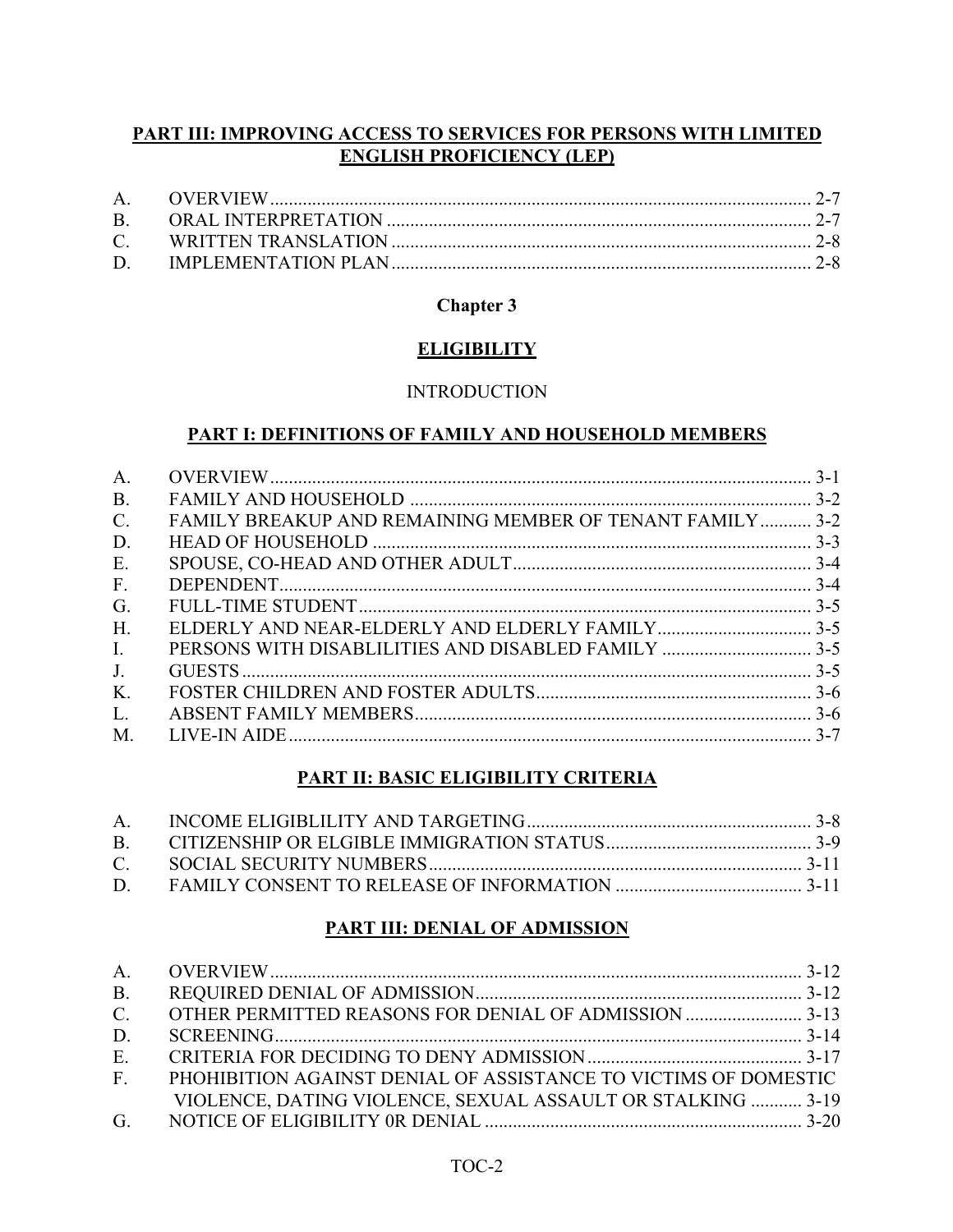## PART III: IMPROVING ACCESS TO SERVICES FOR PERSONS WITH LIMITED ENGLISH PROFICIENCY (LEP)

| | | |
|---|---|---|
| A. | OVERVIEW | 2-7 |
| B. | ORAL INTERPRETATION | 2-7 |
| C. | WRITTEN TRANSLATION | 2-8 |
| D. | IMPLEMENTATION PLAN | 2-8 |

# Chapter 3

## ELIGIBILITY

INTRODUCTION

### PART I: DEFINITIONS OF FAMILY AND HOUSEHOLD MEMBERS

| | | |
|---|---|---|
| A. | OVERVIEW | 3-1 |
| B. | FAMILY AND HOUSEHOLD | 3-2 |
| C. | FAMILY BREAKUP AND REMAINING MEMBER OF TENANT FAMILY | 3-2 |
| D. | HEAD OF HOUSEHOLD | 3-3 |
| E. | SPOUSE, CO-HEAD AND OTHER ADULT | 3-4 |
| F. | DEPENDENT | 3-4 |
| G. | FULL-TIME STUDENT | 3-5 |
| H. | ELDERLY AND NEAR-ELDERLY AND ELDERLY FAMILY | 3-5 |
| I. | PERSONS WITH DISABLILITIES AND DISABLED FAMILY | 3-5 |
| J. | GUESTS | 3-5 |
| K. | FOSTER CHILDREN AND FOSTER ADULTS | 3-6 |
| L. | ABSENT FAMILY MEMBERS | 3-6 |
| M. | LIVE-IN AIDE | 3-7 |

### PART II: BASIC ELIGIBILITY CRITERIA

| | | |
|---|---|---|
| A. | INCOME ELIGIBLILITY AND TARGETING | 3-8 |
| B. | CITIZENSHIP OR ELGIBLE IMMIGRATION STATUS | 3-9 |
| C. | SOCIAL SECURITY NUMBERS | 3-11 |
| D. | FAMILY CONSENT TO RELEASE OF INFORMATION | 3-11 |

### PART III: DENIAL OF ADMISSION

| | | |
|---|---|---|
| A. | OVERVIEW | 3-12 |
| B. | REQUIRED DENIAL OF ADMISSION | 3-12 |
| C. | OTHER PERMITTED REASONS FOR DENIAL OF ADMISSION | 3-13 |
| D. | SCREENING | 3-14 |
| E. | CRITERIA FOR DECIDING TO DENY ADMISSION | 3-17 |
| F. | PHOHIBITION AGAINST DENIAL OF ASSISTANCE TO VICTIMS OF DOMESTIC VIOLENCE, DATING VIOLENCE, SEXUAL ASSAULT OR STALKING | 3-19 |
| G. | NOTICE OF ELIGIBILITY 0R DENIAL | 3-20 |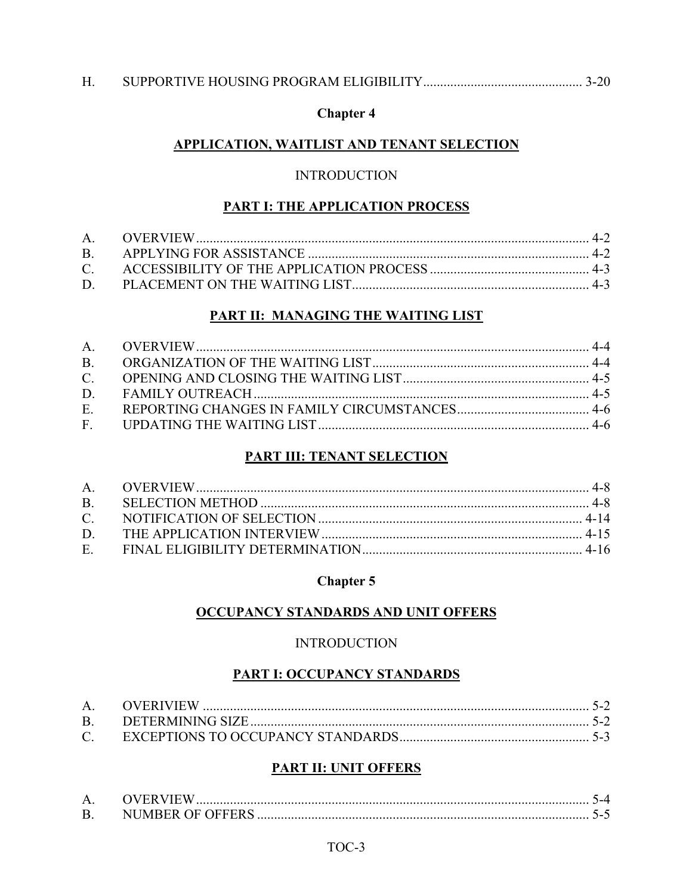H. SUPPORTIVE HOUSING PROGRAM ELIGIBILITY ............................................... 3-20

## Chapter 4

## APPLICATION, WAITLIST AND TENANT SELECTION

INTRODUCTION

### PART I: THE APPLICATION PROCESS

A. OVERVIEW ..................................................................................................... 4-2
B. APPLYING FOR ASSISTANCE ...................................................................... 4-2
C. ACCESSIBILITY OF THE APPLICATION PROCESS .................................. 4-3
D. PLACEMENT ON THE WAITING LIST ......................................................... 4-3

### PART II: MANAGING THE WAITING LIST

A. OVERVIEW ..................................................................................................... 4-4
B. ORGANIZATION OF THE WAITING LIST ................................................... 4-4
C. OPENING AND CLOSING THE WAITING LIST .......................................... 4-5
D. FAMILY OUTREACH ..................................................................................... 4-5
E. REPORTING CHANGES IN FAMILY CIRCUMSTANCES .......................... 4-6
F. UPDATING THE WAITING LIST ................................................................... 4-6

### PART III: TENANT SELECTION

A. OVERVIEW ..................................................................................................... 4-8
B. SELECTION METHOD ................................................................................... 4-8
C. NOTIFICATION OF SELECTION ................................................................ 4-14
D. THE APPLICATION INTERVIEW ............................................................... 4-15
E. FINAL ELIGIBILITY DETERMINATION .................................................... 4-16

## Chapter 5

## OCCUPANCY STANDARDS AND UNIT OFFERS

INTRODUCTION

### PART I: OCCUPANCY STANDARDS

A. OVERIVIEW ................................................................................................... 5-2
B. DETERMINING SIZE ...................................................................................... 5-2
C. EXCEPTIONS TO OCCUPANCY STANDARDS ........................................... 5-3

### PART II: UNIT OFFERS

A. OVERVIEW ..................................................................................................... 5-4
B. NUMBER OF OFFERS ................................................................................... 5-5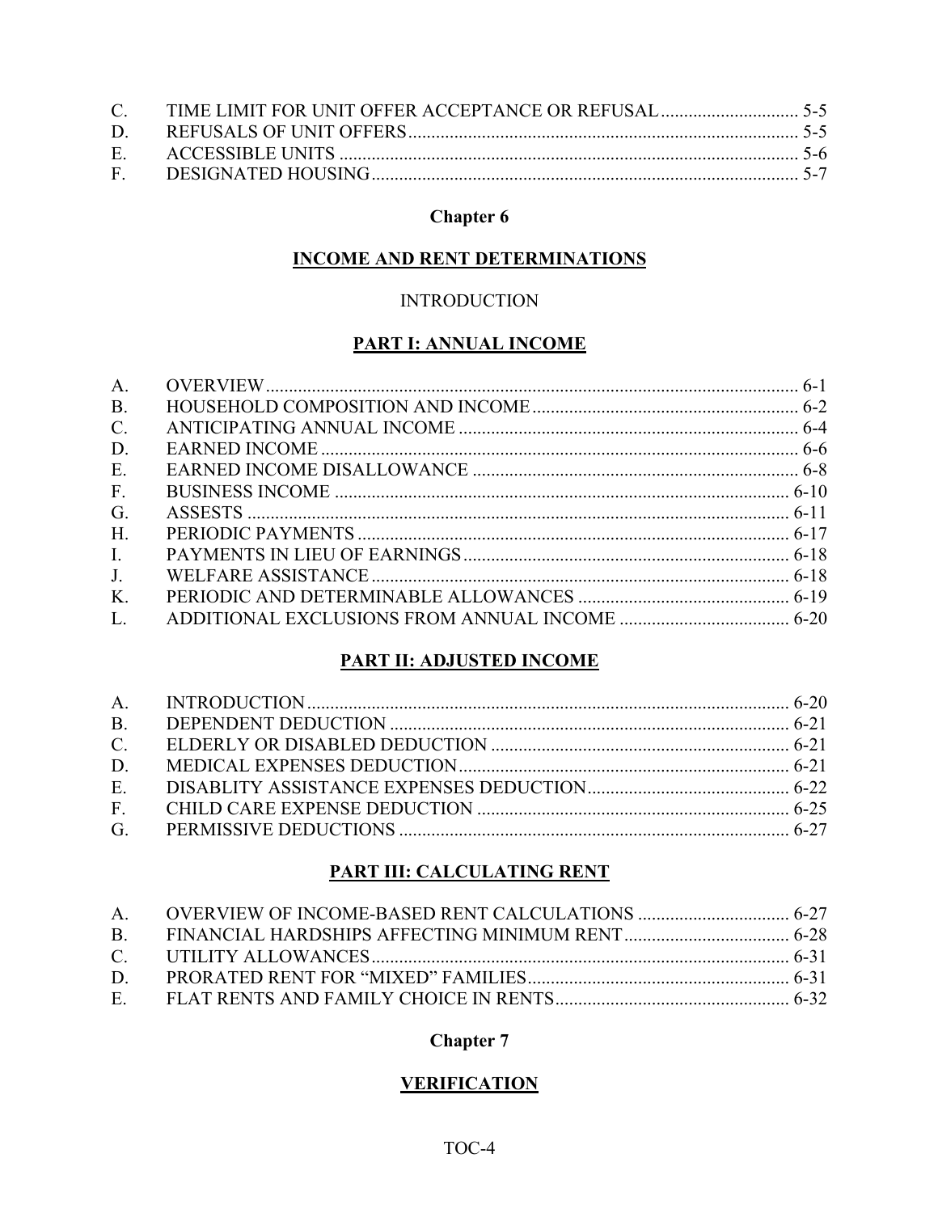| | | |
|---|---|---|
| C. | TIME LIMIT FOR UNIT OFFER ACCEPTANCE OR REFUSAL | 5-5 |
| D. | REFUSALS OF UNIT OFFERS | 5-5 |
| E. | ACCESSIBLE UNITS | 5-6 |
| F. | DESIGNATED HOUSING | 5-7 |

## Chapter 6

## INCOME AND RENT DETERMINATIONS

INTRODUCTION

### PART I: ANNUAL INCOME

| | | |
|---|---|---|
| A. | OVERVIEW | 6-1 |
| B. | HOUSEHOLD COMPOSITION AND INCOME | 6-2 |
| C. | ANTICIPATING ANNUAL INCOME | 6-4 |
| D. | EARNED INCOME | 6-6 |
| E. | EARNED INCOME DISALLOWANCE | 6-8 |
| F. | BUSINESS INCOME | 6-10 |
| G. | ASSESTS | 6-11 |
| H. | PERIODIC PAYMENTS | 6-17 |
| I. | PAYMENTS IN LIEU OF EARNINGS | 6-18 |
| J. | WELFARE ASSISTANCE | 6-18 |
| K. | PERIODIC AND DETERMINABLE ALLOWANCES | 6-19 |
| L. | ADDITIONAL EXCLUSIONS FROM ANNUAL INCOME | 6-20 |

### PART II: ADJUSTED INCOME

| | | |
|---|---|---|
| A. | INTRODUCTION | 6-20 |
| B. | DEPENDENT DEDUCTION | 6-21 |
| C. | ELDERLY OR DISABLED DEDUCTION | 6-21 |
| D. | MEDICAL EXPENSES DEDUCTION | 6-21 |
| E. | DISABLITY ASSISTANCE EXPENSES DEDUCTION | 6-22 |
| F. | CHILD CARE EXPENSE DEDUCTION | 6-25 |
| G. | PERMISSIVE DEDUCTIONS | 6-27 |

### PART III: CALCULATING RENT

| | | |
|---|---|---|
| A. | OVERVIEW OF INCOME-BASED RENT CALCULATIONS | 6-27 |
| B. | FINANCIAL HARDSHIPS AFFECTING MINIMUM RENT | 6-28 |
| C. | UTILITY ALLOWANCES | 6-31 |
| D. | PRORATED RENT FOR "MIXED" FAMILIES | 6-31 |
| E. | FLAT RENTS AND FAMILY CHOICE IN RENTS | 6-32 |

## Chapter 7

## VERIFICATION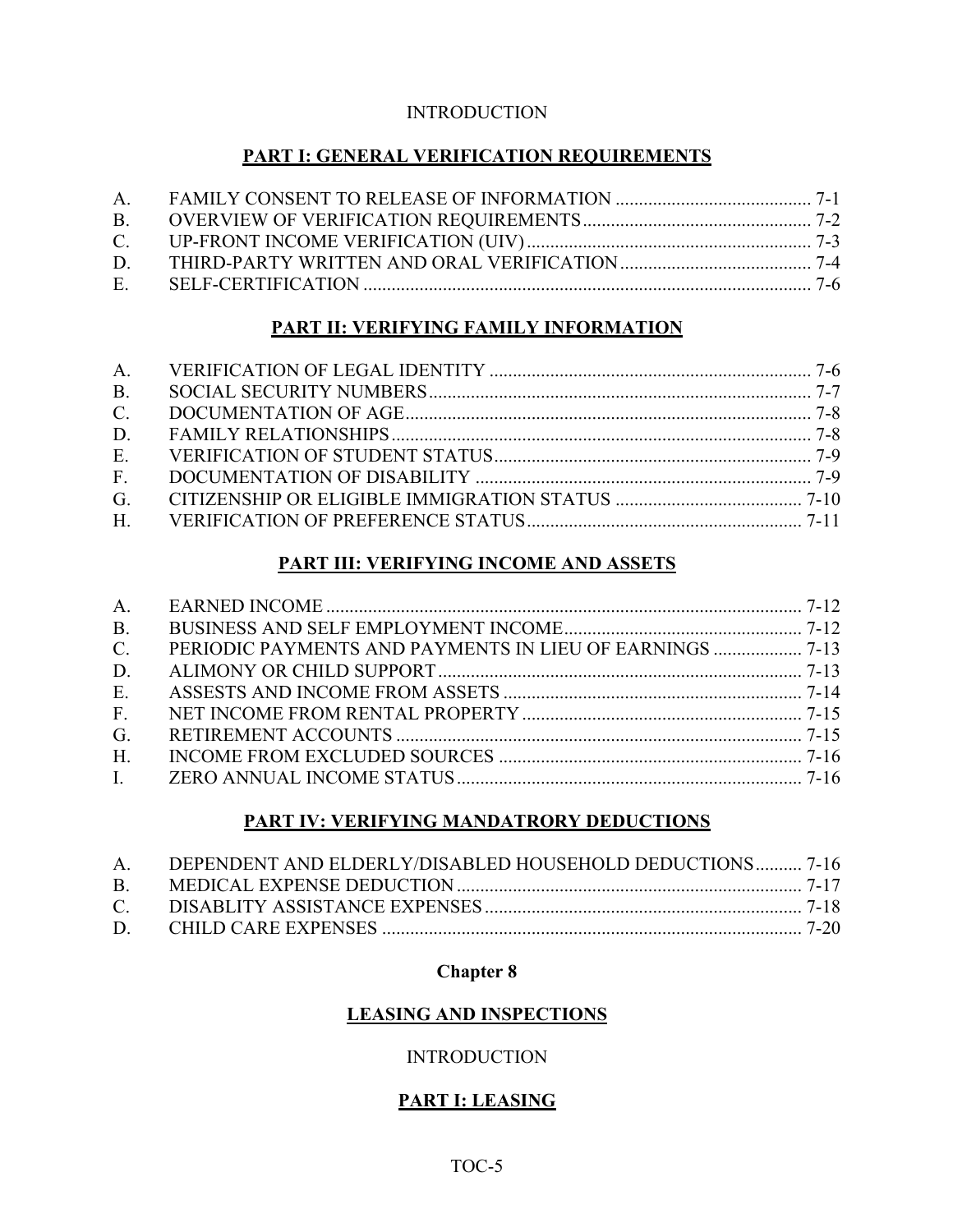INTRODUCTION

## PART I: GENERAL VERIFICATION REQUIREMENTS

| | | |
|---|---|---|
| A. | FAMILY CONSENT TO RELEASE OF INFORMATION | 7-1 |
| B. | OVERVIEW OF VERIFICATION REQUIREMENTS | 7-2 |
| C. | UP-FRONT INCOME VERIFICATION (UIV) | 7-3 |
| D. | THIRD-PARTY WRITTEN AND ORAL VERIFICATION | 7-4 |
| E. | SELF-CERTIFICATION | 7-6 |

## PART II: VERIFYING FAMILY INFORMATION

| | | |
|---|---|---|
| A. | VERIFICATION OF LEGAL IDENTITY | 7-6 |
| B. | SOCIAL SECURITY NUMBERS | 7-7 |
| C. | DOCUMENTATION OF AGE | 7-8 |
| D. | FAMILY RELATIONSHIPS | 7-8 |
| E. | VERIFICATION OF STUDENT STATUS | 7-9 |
| F. | DOCUMENTATION OF DISABILITY | 7-9 |
| G. | CITIZENSHIP OR ELIGIBLE IMMIGRATION STATUS | 7-10 |
| H. | VERIFICATION OF PREFERENCE STATUS | 7-11 |

## PART III: VERIFYING INCOME AND ASSETS

| | | |
|---|---|---|
| A. | EARNED INCOME | 7-12 |
| B. | BUSINESS AND SELF EMPLOYMENT INCOME | 7-12 |
| C. | PERIODIC PAYMENTS AND PAYMENTS IN LIEU OF EARNINGS | 7-13 |
| D. | ALIMONY OR CHILD SUPPORT | 7-13 |
| E. | ASSESTS AND INCOME FROM ASSETS | 7-14 |
| F. | NET INCOME FROM RENTAL PROPERTY | 7-15 |
| G. | RETIREMENT ACCOUNTS | 7-15 |
| H. | INCOME FROM EXCLUDED SOURCES | 7-16 |
| I. | ZERO ANNUAL INCOME STATUS | 7-16 |

## PART IV: VERIFYING MANDATRORY DEDUCTIONS

| | | |
|---|---|---|
| A. | DEPENDENT AND ELDERLY/DISABLED HOUSEHOLD DEDUCTIONS | 7-16 |
| B. | MEDICAL EXPENSE DEDUCTION | 7-17 |
| C. | DISABLITY ASSISTANCE EXPENSES | 7-18 |
| D. | CHILD CARE EXPENSES | 7-20 |

# Chapter 8

## LEASING AND INSPECTIONS

INTRODUCTION

## PART I: LEASING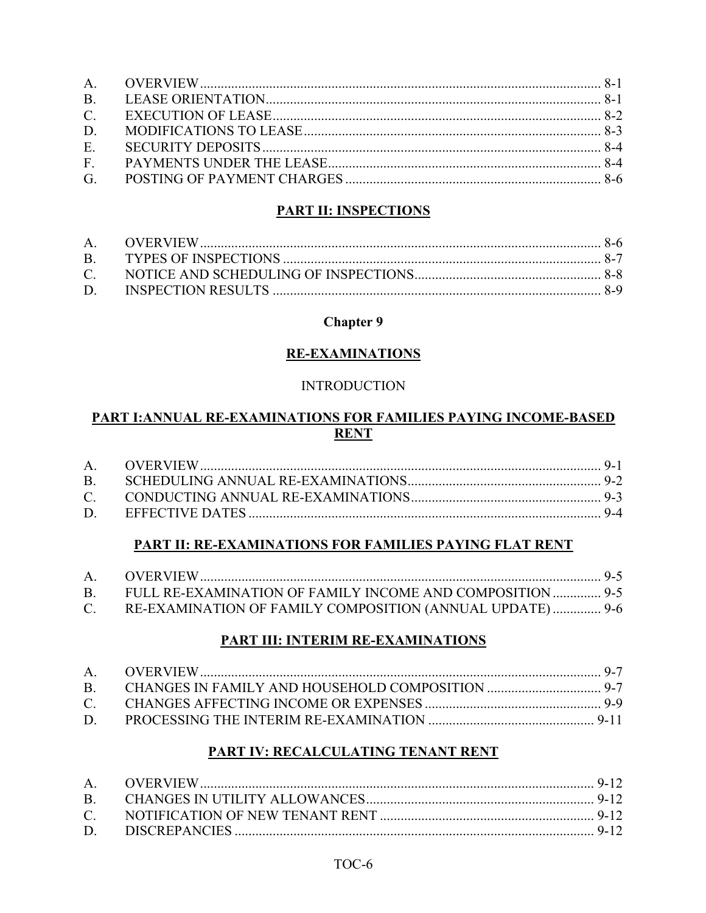A. OVERVIEW ........................................................................................................ 8-1
B. LEASE ORIENTATION ...................................................................................... 8-1
C. EXECUTION OF LEASE ................................................................................... 8-2
D. MODIFICATIONS TO LEASE ........................................................................... 8-3
E. SECURITY DEPOSITS ...................................................................................... 8-4
F. PAYMENTS UNDER THE LEASE ...................................................................... 8-4
G. POSTING OF PAYMENT CHARGES ................................................................. 8-6

## PART II: INSPECTIONS

A. OVERVIEW ........................................................................................................ 8-6
B. TYPES OF INSPECTIONS ................................................................................ 8-7
C. NOTICE AND SCHEDULING OF INSPECTIONS ................................................ 8-8
D. INSPECTION RESULTS .................................................................................... 8-9

# Chapter 9

# RE-EXAMINATIONS

INTRODUCTION

## PART I: ANNUAL RE-EXAMINATIONS FOR FAMILIES PAYING INCOME-BASED RENT

A. OVERVIEW ........................................................................................................ 9-1
B. SCHEDULING ANNUAL RE-EXAMINATIONS ................................................... 9-2
C. CONDUCTING ANNUAL RE-EXAMINATIONS ................................................. 9-3
D. EFFECTIVE DATES .......................................................................................... 9-4

## PART II: RE-EXAMINATIONS FOR FAMILIES PAYING FLAT RENT

A. OVERVIEW ........................................................................................................ 9-5
B. FULL RE-EXAMINATION OF FAMILY INCOME AND COMPOSITION .............. 9-5
C. RE-EXAMINATION OF FAMILY COMPOSITION (ANNUAL UPDATE) .............. 9-6

## PART III: INTERIM RE-EXAMINATIONS

A. OVERVIEW ........................................................................................................ 9-7
B. CHANGES IN FAMILY AND HOUSEHOLD COMPOSITION ............................. 9-7
C. CHANGES AFFECTING INCOME OR EXPENSES ........................................... 9-9
D. PROCESSING THE INTERIM RE-EXAMINATION ........................................... 9-11

## PART IV: RECALCULATING TENANT RENT

A. OVERVIEW ........................................................................................................ 9-12
B. CHANGES IN UTILITY ALLOWANCES ............................................................. 9-12
C. NOTIFICATION OF NEW TENANT RENT ......................................................... 9-12
D. DISCREPANCIES ............................................................................................. 9-12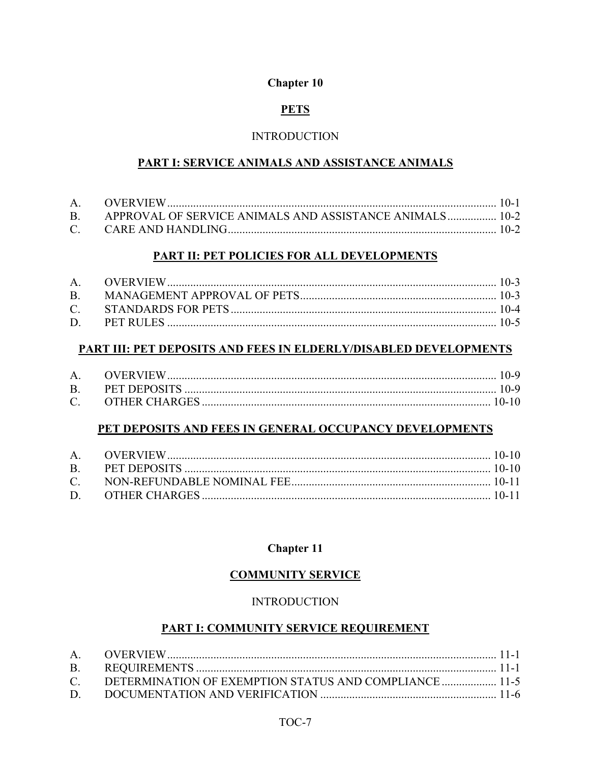## Chapter 10

## PETS

INTRODUCTION

### PART I: SERVICE ANIMALS AND ASSISTANCE ANIMALS

| | | |
|---|---|---|
| A. | OVERVIEW | 10-1 |
| B. | APPROVAL OF SERVICE ANIMALS AND ASSISTANCE ANIMALS | 10-2 |
| C. | CARE AND HANDLING | 10-2 |

### PART II: PET POLICIES FOR ALL DEVELOPMENTS

| | | |
|---|---|---|
| A. | OVERVIEW | 10-3 |
| B. | MANAGEMENT APPROVAL OF PETS | 10-3 |
| C. | STANDARDS FOR PETS | 10-4 |
| D. | PET RULES | 10-5 |

### PART III: PET DEPOSITS AND FEES IN ELDERLY/DISABLED DEVELOPMENTS

| | | |
|---|---|---|
| A. | OVERVIEW | 10-9 |
| B. | PET DEPOSITS | 10-9 |
| C. | OTHER CHARGES | 10-10 |

### PET DEPOSITS AND FEES IN GENERAL OCCUPANCY DEVELOPMENTS

| | | |
|---|---|---|
| A. | OVERVIEW | 10-10 |
| B. | PET DEPOSITS | 10-10 |
| C. | NON-REFUNDABLE NOMINAL FEE | 10-11 |
| D. | OTHER CHARGES | 10-11 |

## Chapter 11

## COMMUNITY SERVICE

INTRODUCTION

### PART I: COMMUNITY SERVICE REQUIREMENT

| | | |
|---|---|---|
| A. | OVERVIEW | 11-1 |
| B. | REQUIREMENTS | 11-1 |
| C. | DETERMINATION OF EXEMPTION STATUS AND COMPLIANCE | 11-5 |
| D. | DOCUMENTATION AND VERIFICATION | 11-6 |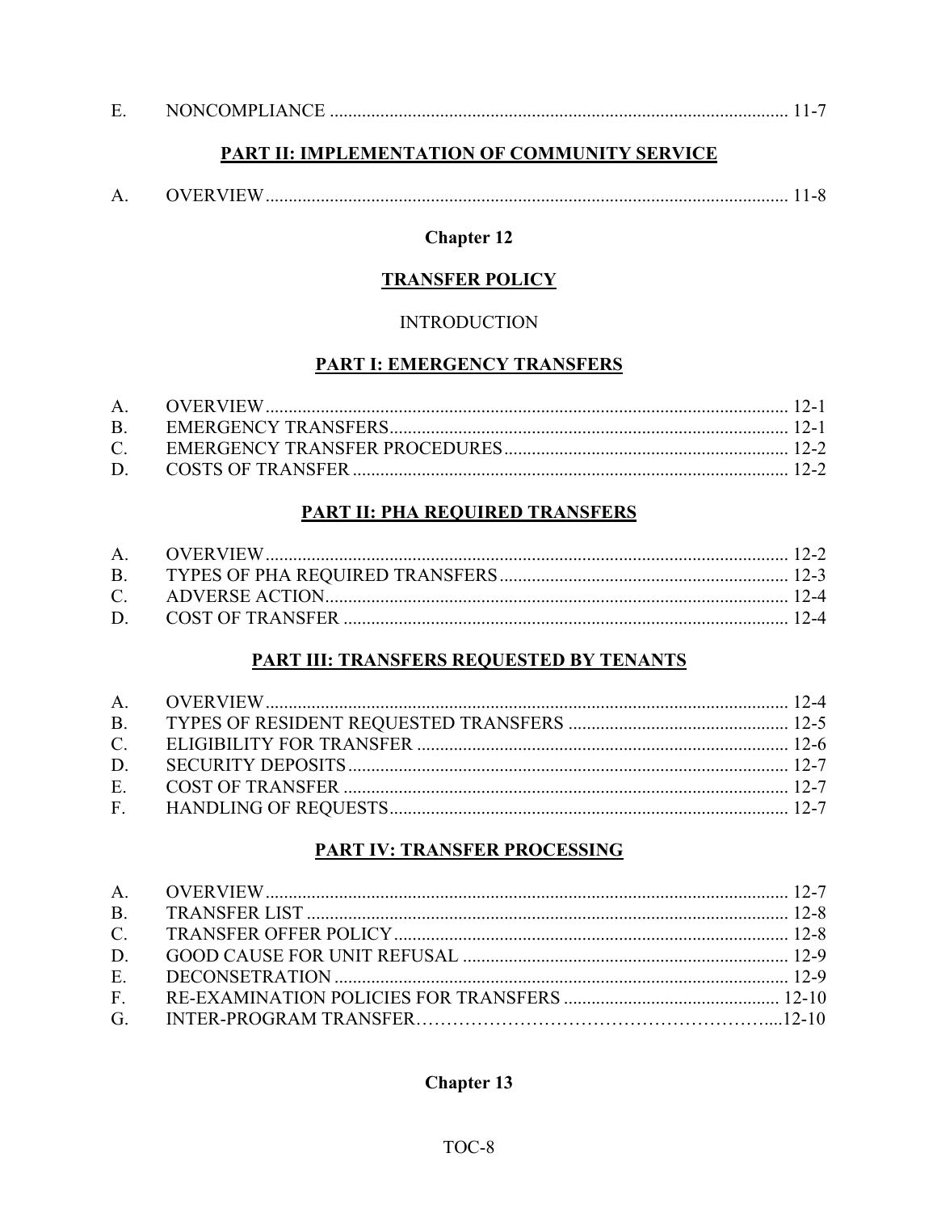| | | |
|---|---|---|
| E. | NONCOMPLIANCE | 11-7 |

**PART II: IMPLEMENTATION OF COMMUNITY SERVICE**

| | | |
|---|---|---|
| A. | OVERVIEW | 11-8 |

## Chapter 12

**TRANSFER POLICY**

INTRODUCTION

**PART I: EMERGENCY TRANSFERS**

| | | |
|---|---|---|
| A. | OVERVIEW | 12-1 |
| B. | EMERGENCY TRANSFERS | 12-1 |
| C. | EMERGENCY TRANSFER PROCEDURES | 12-2 |
| D. | COSTS OF TRANSFER | 12-2 |

**PART II: PHA REQUIRED TRANSFERS**

| | | |
|---|---|---|
| A. | OVERVIEW | 12-2 |
| B. | TYPES OF PHA REQUIRED TRANSFERS | 12-3 |
| C. | ADVERSE ACTION | 12-4 |
| D. | COST OF TRANSFER | 12-4 |

**PART III: TRANSFERS REQUESTED BY TENANTS**

| | | |
|---|---|---|
| A. | OVERVIEW | 12-4 |
| B. | TYPES OF RESIDENT REQUESTED TRANSFERS | 12-5 |
| C. | ELIGIBILITY FOR TRANSFER | 12-6 |
| D. | SECURITY DEPOSITS | 12-7 |
| E. | COST OF TRANSFER | 12-7 |
| F. | HANDLING OF REQUESTS | 12-7 |

**PART IV: TRANSFER PROCESSING**

| | | |
|---|---|---|
| A. | OVERVIEW | 12-7 |
| B. | TRANSFER LIST | 12-8 |
| C. | TRANSFER OFFER POLICY | 12-8 |
| D. | GOOD CAUSE FOR UNIT REFUSAL | 12-9 |
| E. | DECONSETRATION | 12-9 |
| F. | RE-EXAMINATION POLICIES FOR TRANSFERS | 12-10 |
| G. | INTER-PROGRAM TRANSFER | 12-10 |

## Chapter 13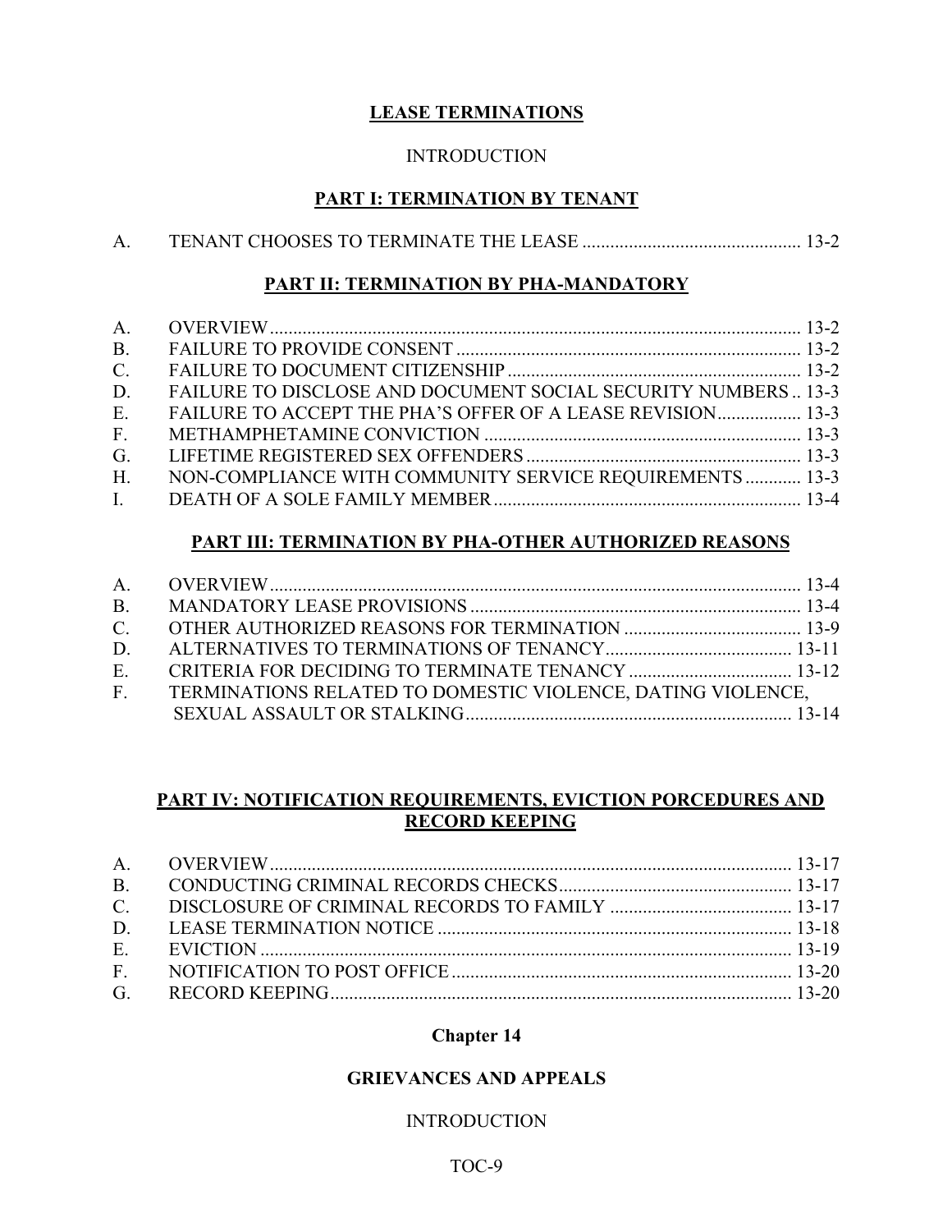**LEASE TERMINATIONS**

INTRODUCTION

**PART I: TERMINATION BY TENANT**

A. TENANT CHOOSES TO TERMINATE THE LEASE ............................................... 13-2

**PART II: TERMINATION BY PHA-MANDATORY**

A. OVERVIEW.................................................................................................. 13-2
B. FAILURE TO PROVIDE CONSENT ........................................................................... 13-2
C. FAILURE TO DOCUMENT CITIZENSHIP ................................................................ 13-2
D. FAILURE TO DISCLOSE AND DOCUMENT SOCIAL SECURITY NUMBERS .. 13-3
E. FAILURE TO ACCEPT THE PHA'S OFFER OF A LEASE REVISION.................. 13-3
F. METHAMPHETAMINE CONVICTION .................................................................... 13-3
G. LIFETIME REGISTERED SEX OFFENDERS ........................................................... 13-3
H. NON-COMPLIANCE WITH COMMUNITY SERVICE REQUIREMENTS ............ 13-3
I. DEATH OF A SOLE FAMILY MEMBER.................................................................. 13-4

**PART III: TERMINATION BY PHA-OTHER AUTHORIZED REASONS**

A. OVERVIEW.................................................................................................. 13-4
B. MANDATORY LEASE PROVISIONS ....................................................................... 13-4
C. OTHER AUTHORIZED REASONS FOR TERMINATION ...................................... 13-9
D. ALTERNATIVES TO TERMINATIONS OF TENANCY......................................... 13-11
E. CRITERIA FOR DECIDING TO TERMINATE TENANCY .................................... 13-12
F. TERMINATIONS RELATED TO DOMESTIC VIOLENCE, DATING VIOLENCE, SEXUAL ASSAULT OR STALKING...................................................................... 13-14

**PART IV: NOTIFICATION REQUIREMENTS, EVICTION PORCEDURES AND RECORD KEEPING**

A. OVERVIEW................................................................................................. 13-17
B. CONDUCTING CRIMINAL RECORDS CHECKS.................................................. 13-17
C. DISCLOSURE OF CRIMINAL RECORDS TO FAMILY ....................................... 13-17
D. LEASE TERMINATION NOTICE ............................................................................ 13-18
E. EVICTION ................................................................................................... 13-19
F. NOTIFICATION TO POST OFFICE ......................................................................... 13-20
G. RECORD KEEPING.................................................................................................. 13-20

**Chapter 14**

**GRIEVANCES AND APPEALS**

INTRODUCTION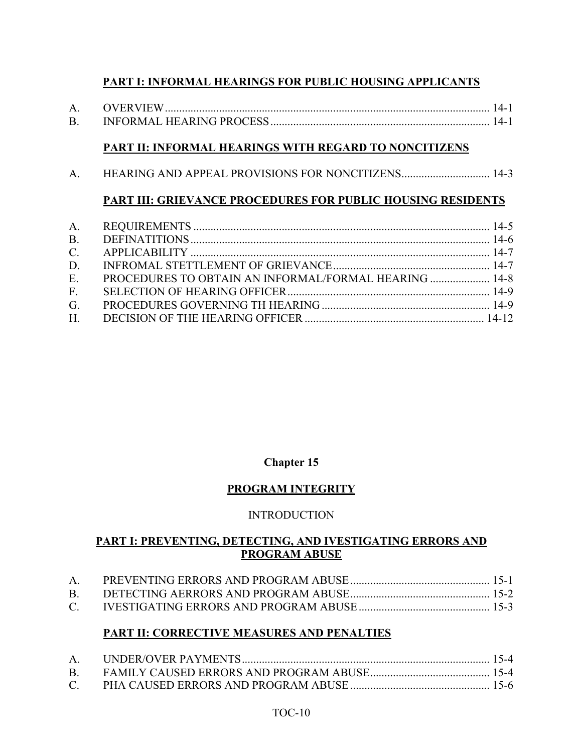## PART I: INFORMAL HEARINGS FOR PUBLIC HOUSING APPLICANTS

| | | |
|---|---|---|
| A. | OVERVIEW | 14-1 |
| B. | INFORMAL HEARING PROCESS | 14-1 |

## PART II: INFORMAL HEARINGS WITH REGARD TO NONCITIZENS

| | | |
|---|---|---|
| A. | HEARING AND APPEAL PROVISIONS FOR NONCITIZENS | 14-3 |

## PART III: GRIEVANCE PROCEDURES FOR PUBLIC HOUSING RESIDENTS

| | | |
|---|---|---|
| A. | REQUIREMENTS | 14-5 |
| B. | DEFINATITIONS | 14-6 |
| C. | APPLICABILITY | 14-7 |
| D. | INFROMAL STETTLEMENT OF GRIEVANCE | 14-7 |
| E. | PROCEDURES TO OBTAIN AN INFORMAL/FORMAL HEARING | 14-8 |
| F. | SELECTION OF HEARING OFFICER | 14-9 |
| G. | PROCEDURES GOVERNING TH HEARING | 14-9 |
| H. | DECISION OF THE HEARING OFFICER | 14-12 |

# Chapter 15

## PROGRAM INTEGRITY

INTRODUCTION

## PART I: PREVENTING, DETECTING, AND IVESTIGATING ERRORS AND PROGRAM ABUSE

| | | |
|---|---|---|
| A. | PREVENTING ERRORS AND PROGRAM ABUSE | 15-1 |
| B. | DETECTING AERRORS AND PROGRAM ABUSE | 15-2 |
| C. | IVESTIGATING ERRORS AND PROGRAM ABUSE | 15-3 |

## PART II: CORRECTIVE MEASURES AND PENALTIES

| | | |
|---|---|---|
| A. | UNDER/OVER PAYMENTS | 15-4 |
| B. | FAMILY CAUSED ERRORS AND PROGRAM ABUSE | 15-4 |
| C. | PHA CAUSED ERRORS AND PROGRAM ABUSE | 15-6 |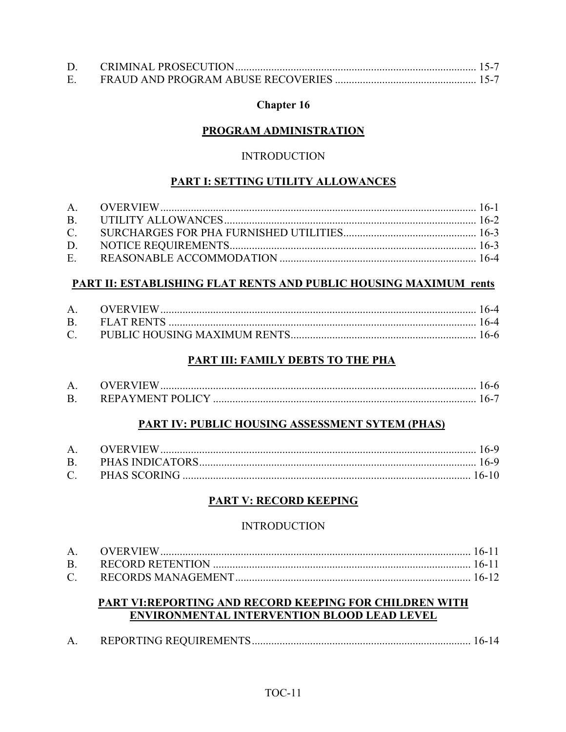| | | |
|---|---|---|
| D. | CRIMINAL PROSECUTION | 15-7 |
| E. | FRAUD AND PROGRAM ABUSE RECOVERIES | 15-7 |

## Chapter 16

## PROGRAM ADMINISTRATION

INTRODUCTION

### PART I: SETTING UTILITY ALLOWANCES

| | | |
|---|---|---|
| A. | OVERVIEW | 16-1 |
| B. | UTILITY ALLOWANCES | 16-2 |
| C. | SURCHARGES FOR PHA FURNISHED UTILITIES | 16-3 |
| D. | NOTICE REQUIREMENTS | 16-3 |
| E. | REASONABLE ACCOMMODATION | 16-4 |

### PART II: ESTABLISHING FLAT RENTS AND PUBLIC HOUSING MAXIMUM rents

| | | |
|---|---|---|
| A. | OVERVIEW | 16-4 |
| B. | FLAT RENTS | 16-4 |
| C. | PUBLIC HOUSING MAXIMUM RENTS | 16-6 |

### PART III: FAMILY DEBTS TO THE PHA

| | | |
|---|---|---|
| A. | OVERVIEW | 16-6 |
| B. | REPAYMENT POLICY | 16-7 |

### PART IV: PUBLIC HOUSING ASSESSMENT SYTEM (PHAS)

| | | |
|---|---|---|
| A. | OVERVIEW | 16-9 |
| B. | PHAS INDICATORS | 16-9 |
| C. | PHAS SCORING | 16-10 |

### PART V: RECORD KEEPING

INTRODUCTION

| | | |
|---|---|---|
| A. | OVERVIEW | 16-11 |
| B. | RECORD RETENTION | 16-11 |
| C. | RECORDS MANAGEMENT | 16-12 |

### PART VI:REPORTING AND RECORD KEEPING FOR CHILDREN WITH ENVIRONMENTAL INTERVENTION BLOOD LEAD LEVEL

| | | |
|---|---|---|
| A. | REPORTING REQUIREMENTS | 16-14 |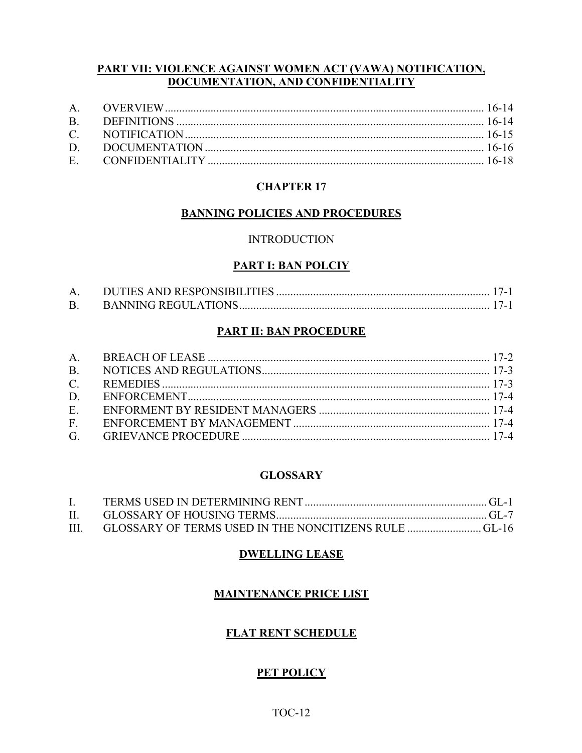**PART VII: VIOLENCE AGAINST WOMEN ACT (VAWA) NOTIFICATION, DOCUMENTATION, AND CONFIDENTIALITY**

| | | |
|---|---|---|
| A. | OVERVIEW | 16-14 |
| B. | DEFINITIONS | 16-14 |
| C. | NOTIFICATION | 16-15 |
| D. | DOCUMENTATION | 16-16 |
| E. | CONFIDENTIALITY | 16-18 |

## CHAPTER 17

## BANNING POLICIES AND PROCEDURES

INTRODUCTION

### PART I: BAN POLCIY

| | | |
|---|---|---|
| A. | DUTIES AND RESPONSIBILITIES | 17-1 |
| B. | BANNING REGULATIONS | 17-1 |

### PART II: BAN PROCEDURE

| | | |
|---|---|---|
| A. | BREACH OF LEASE | 17-2 |
| B. | NOTICES AND REGULATIONS | 17-3 |
| C. | REMEDIES | 17-3 |
| D. | ENFORCEMENT | 17-4 |
| E. | ENFORMENT BY RESIDENT MANAGERS | 17-4 |
| F. | ENFORCEMENT BY MANAGEMENT | 17-4 |
| G. | GRIEVANCE PROCEDURE | 17-4 |

## GLOSSARY

| | | |
|---|---|---|
| I. | TERMS USED IN DETERMINING RENT | GL-1 |
| II. | GLOSSARY OF HOUSING TERMS | GL-7 |
| III. | GLOSSARY OF TERMS USED IN THE NONCITIZENS RULE | GL-16 |

## DWELLING LEASE

## MAINTENANCE PRICE LIST

## FLAT RENT SCHEDULE

## PET POLICY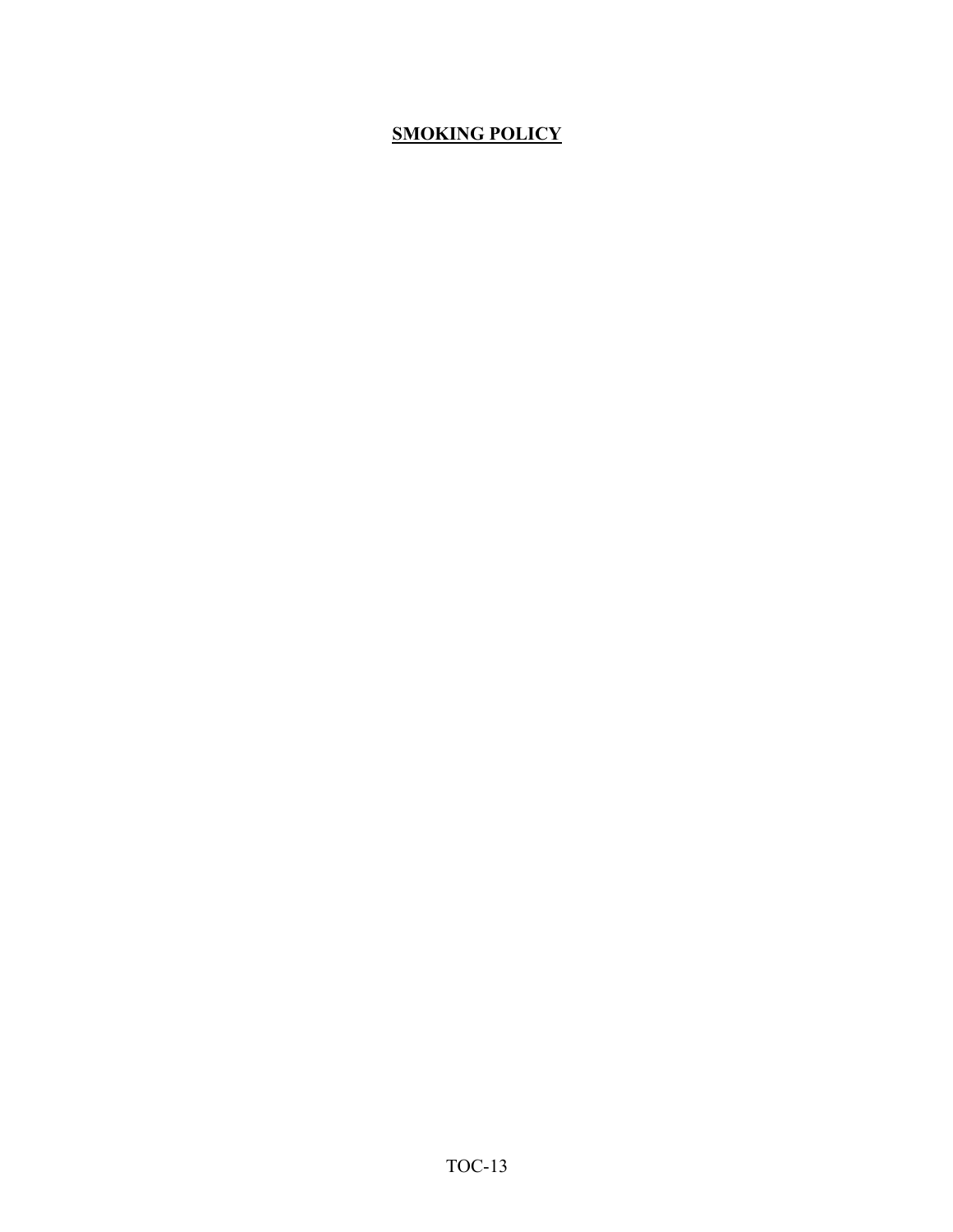# SMOKING POLICY